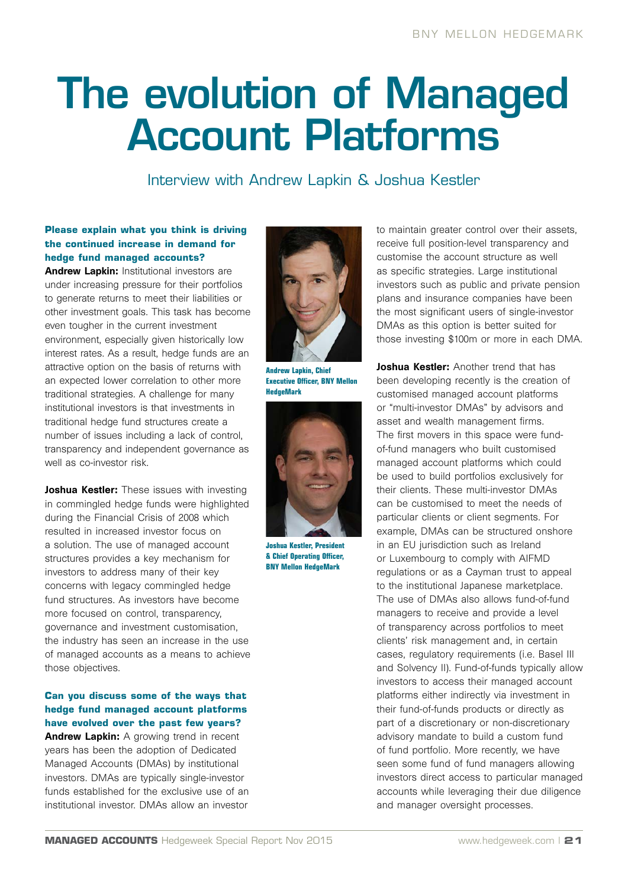# The evolution of Managed Account Platforms

## Interview with Andrew Lapkin & Joshua Kestler

**Please explain what you think is driving the continued increase in demand for hedge fund managed accounts?**

**Andrew Lapkin:** Institutional investors are under increasing pressure for their portfolios to generate returns to meet their liabilities or other investment goals. This task has become even tougher in the current investment environment, especially given historically low interest rates. As a result, hedge funds are an attractive option on the basis of returns with an expected lower correlation to other more traditional strategies. A challenge for many institutional investors is that investments in traditional hedge fund structures create a number of issues including a lack of control, transparency and independent governance as well as co-investor risk.

**Joshua Kestler:** These issues with investing in commingled hedge funds were highlighted during the Financial Crisis of 2008 which resulted in increased investor focus on a solution. The use of managed account structures provides a key mechanism for investors to address many of their key concerns with legacy commingled hedge fund structures. As investors have become more focused on control, transparency, governance and investment customisation, the industry has seen an increase in the use of managed accounts as a means to achieve those objectives.

Andrew Lapkin, Chief Executive Officer, BNY Mellon HedgeMark

Joshua Kestler, President & Chief Operating Officer, BNY Mellon HedgeMark

**Can you discuss some of the ways that hedge fund managed account platforms have evolved over the past few years?**

**Andrew Lapkin:** A growing trend in recent years has been the adoption of Dedicated Managed Accounts (DMAs) by institutional investors. DMAs are typically single-investor funds established for the exclusive use of an institutional investor. DMAs allow an investor to maintain greater control over their assets, receive full position-level transparency and customise the account structure as well as specific strategies. Large institutional investors such as public and private pension plans and insurance companies have been the most significant users of single-investor DMAs as this option is better suited for those investing $100m or more in each DMA.

**Joshua Kestler:** Another trend that has been developing recently is the creation of customised managed account platforms or "multi-investor DMAs" by advisors and asset and wealth management firms. The first movers in this space were fund-of-fund managers who built customised managed account platforms which could be used to build portfolios exclusively for their clients. These multi-investor DMAs can be customised to meet the needs of particular clients or client segments. For example, DMAs can be structured onshore in an EU jurisdiction such as Ireland or Luxembourg to comply with AIFMD regulations or as a Cayman trust to appeal to the institutional Japanese marketplace. The use of DMAs also allows fund-of-fund managers to receive and provide a level of transparency across portfolios to meet clients' risk management and, in certain cases, regulatory requirements (i.e. Basel III and Solvency II). Fund-of-funds typically allow investors to access their managed account platforms either indirectly via investment in their fund-of-funds products or directly as part of a discretionary or non-discretionary advisory mandate to build a custom fund of fund portfolio. More recently, we have seen some fund of fund managers allowing investors direct access to particular managed accounts while leveraging their due diligence and manager oversight processes.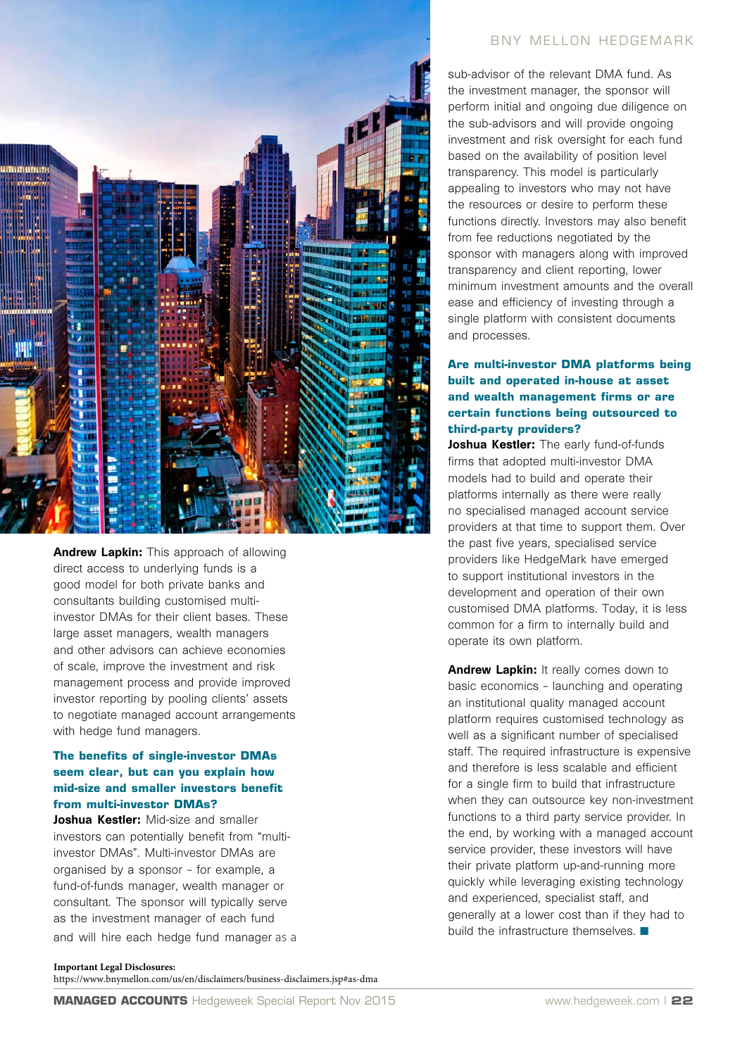**Andrew Lapkin:** This approach of allowing direct access to underlying funds is a good model for both private banks and consultants building customised multi-investor DMAs for their client bases. These large asset managers, wealth managers and other advisors can achieve economies of scale, improve the investment and risk management process and provide improved investor reporting by pooling clients' assets to negotiate managed account arrangements with hedge fund managers.

**The benefits of single-investor DMAs seem clear, but can you explain how mid-size and smaller investors benefit from multi-investor DMAs?**

**Joshua Kestler:** Mid-size and smaller investors can potentially benefit from "multi-investor DMAs". Multi-investor DMAs are organised by a sponsor – for example, a fund-of-funds manager, wealth manager or consultant. The sponsor will typically serve as the investment manager of each fund and will hire each hedge fund manager as a sub-advisor of the relevant DMA fund. As the investment manager, the sponsor will perform initial and ongoing due diligence on the sub-advisors and will provide ongoing investment and risk oversight for each fund based on the availability of position level transparency. This model is particularly appealing to investors who may not have the resources or desire to perform these functions directly. Investors may also benefit from fee reductions negotiated by the sponsor with managers along with improved transparency and client reporting, lower minimum investment amounts and the overall ease and efficiency of investing through a single platform with consistent documents and processes.

**Are multi-investor DMA platforms being built and operated in-house at asset and wealth management firms or are certain functions being outsourced to third-party providers?**

**Joshua Kestler:** The early fund-of-funds firms that adopted multi-investor DMA models had to build and operate their platforms internally as there were really no specialised managed account service providers at that time to support them. Over the past five years, specialised service providers like HedgeMark have emerged to support institutional investors in the development and operation of their own customised DMA platforms. Today, it is less common for a firm to internally build and operate its own platform.

**Andrew Lapkin:** It really comes down to basic economics – launching and operating an institutional quality managed account platform requires customised technology as well as a significant number of specialised staff. The required infrastructure is expensive and therefore is less scalable and efficient for a single firm to build that infrastructure when they can outsource key non-investment functions to a third party service provider. In the end, by working with a managed account service provider, these investors will have their private platform up-and-running more quickly while leveraging existing technology and experienced, specialist staff, and generally at a lower cost than if they had to build the infrastructure themselves. ■

**Important Legal Disclosures:**
https://www.bnymellon.com/us/en/disclaimers/business-disclaimers.jsp#as-dma